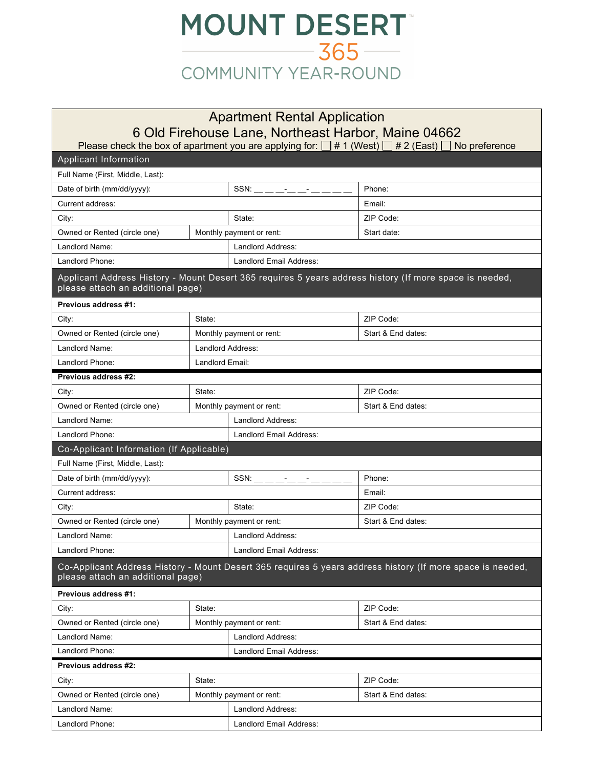# MOUNT DESERT

## 365

### COMMUNITY YEAR-ROUND

## Apartment Rental Application

### 6 Old Firehouse Lane, Northeast Harbor, Maine 04662

Please check the box of apartment you are applying for: ☐ # 1 (West) ☐ # 2 (East) ☐ No preference

### Applicant Information

| | | |
|---|---|---|
| Full Name (First, Middle, Last): | | |
| Date of birth (mm/dd/yyyy): | SSN: __ __ __-__ __-__ __ __ __ | Phone: |
| Current address: | | Email: |
| City: | State: | ZIP Code: |
| Owned or Rented (circle one) | Monthly payment or rent: | Start date: |
| Landlord Name: | Landlord Address: | |
| Landlord Phone: | Landlord Email Address: | |

### Applicant Address History - Mount Desert 365 requires 5 years address history (If more space is needed, please attach an additional page)

**Previous address #1:**

| | | |
|---|---|---|
| City: | State: | ZIP Code: |
| Owned or Rented (circle one) | Monthly payment or rent: | Start & End dates: |
| Landlord Name: | Landlord Address: | |
| Landlord Phone: | Landlord Email: | |

**Previous address #2:**

| | | |
|---|---|---|
| City: | State: | ZIP Code: |
| Owned or Rented (circle one) | Monthly payment or rent: | Start & End dates: |
| Landlord Name: | Landlord Address: | |
| Landlord Phone: | Landlord Email Address: | |

### Co-Applicant Information (If Applicable)

| | | |
|---|---|---|
| Full Name (First, Middle, Last): | | |
| Date of birth (mm/dd/yyyy): | SSN: __ __ __-__ __-__ __ __ __ | Phone: |
| Current address: | | Email: |
| City: | State: | ZIP Code: |
| Owned or Rented (circle one) | Monthly payment or rent: | Start & End dates: |
| Landlord Name: | Landlord Address: | |
| Landlord Phone: | Landlord Email Address: | |

### Co-Applicant Address History - Mount Desert 365 requires 5 years address history (If more space is needed, please attach an additional page)

**Previous address #1:**

| | | |
|---|---|---|
| City: | State: | ZIP Code: |
| Owned or Rented (circle one) | Monthly payment or rent: | Start & End dates: |
| Landlord Name: | Landlord Address: | |
| Landlord Phone: | Landlord Email Address: | |

**Previous address #2:**

| | | |
|---|---|---|
| City: | State: | ZIP Code: |
| Owned or Rented (circle one) | Monthly payment or rent: | Start & End dates: |
| Landlord Name: | Landlord Address: | |
| Landlord Phone: | Landlord Email Address: | |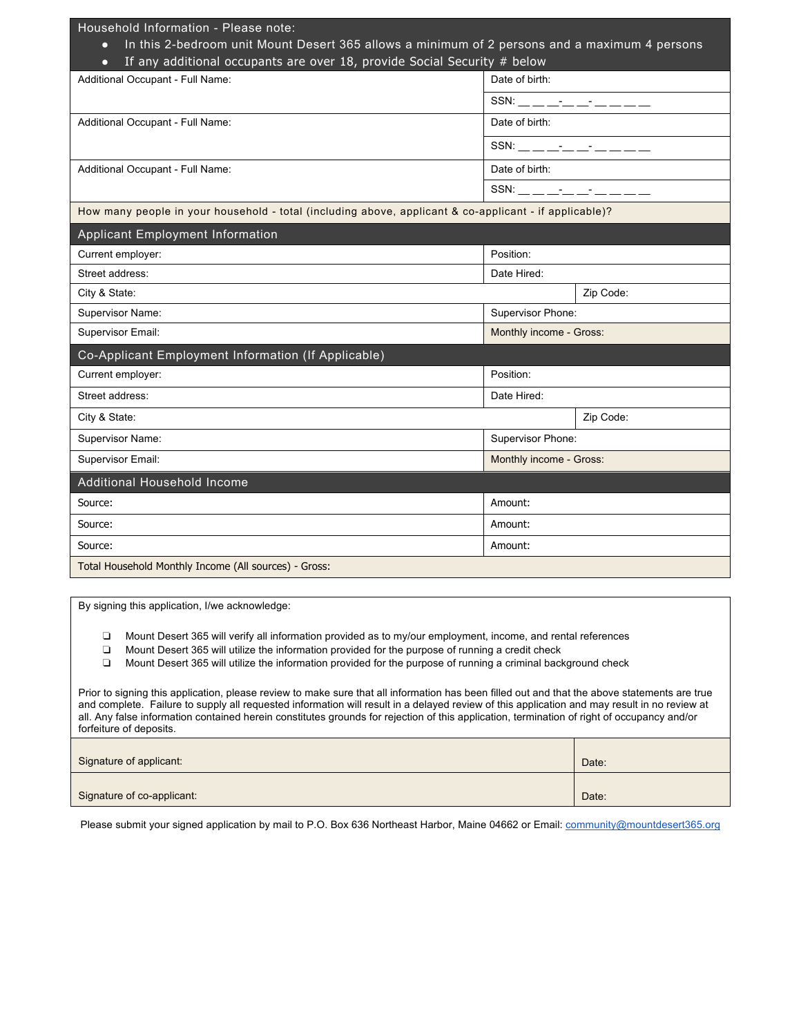| Household Information - Please note:<br>• In this 2-bedroom unit Mount Desert 365 allows a minimum of 2 persons and a maximum 4 persons<br>• If any additional occupants are over 18, provide Social Security # below | |
|---|---|
| Additional Occupant - Full Name: | Date of birth: |
| | SSN: __ __ __-__ __-__ __ __ __ |
| Additional Occupant - Full Name: | Date of birth: |
| | SSN: __ __ __-__ __-__ __ __ __ |
| Additional Occupant - Full Name: | Date of birth: |
| | SSN: __ __ __-__ __-__ __ __ __ |
| How many people in your household - total (including above, applicant & co-applicant - if applicable)? | |

| Applicant Employment Information | | |
|---|---|---|
| Current employer: | Position: | |
| Street address: | Date Hired: | |
| City & State: | | Zip Code: |
| Supervisor Name: | Supervisor Phone: | |
| Supervisor Email: | Monthly income - Gross: | |

| Co-Applicant Employment Information (If Applicable) | | |
|---|---|---|
| Current employer: | Position: | |
| Street address: | Date Hired: | |
| City & State: | | Zip Code: |
| Supervisor Name: | Supervisor Phone: | |
| Supervisor Email: | Monthly income - Gross: | |

| Additional Household Income | |
|---|---|
| Source: | Amount: |
| Source: | Amount: |
| Source: | Amount: |
| Total Household Monthly Income (All sources) - Gross: | |

By signing this application, I/we acknowledge:

- ❑ Mount Desert 365 will verify all information provided as to my/our employment, income, and rental references
- ❑ Mount Desert 365 will utilize the information provided for the purpose of running a credit check
- ❑ Mount Desert 365 will utilize the information provided for the purpose of running a criminal background check

Prior to signing this application, please review to make sure that all information has been filled out and that the above statements are true and complete. Failure to supply all requested information will result in a delayed review of this application and may result in no review at all. Any false information contained herein constitutes grounds for rejection of this application, termination of right of occupancy and/or forfeiture of deposits.

| | |
|---|---|
| Signature of applicant: | Date: |
| Signature of co-applicant: | Date: |

Please submit your signed application by mail to P.O. Box 636 Northeast Harbor, Maine 04662 or Email: community@mountdesert365.org